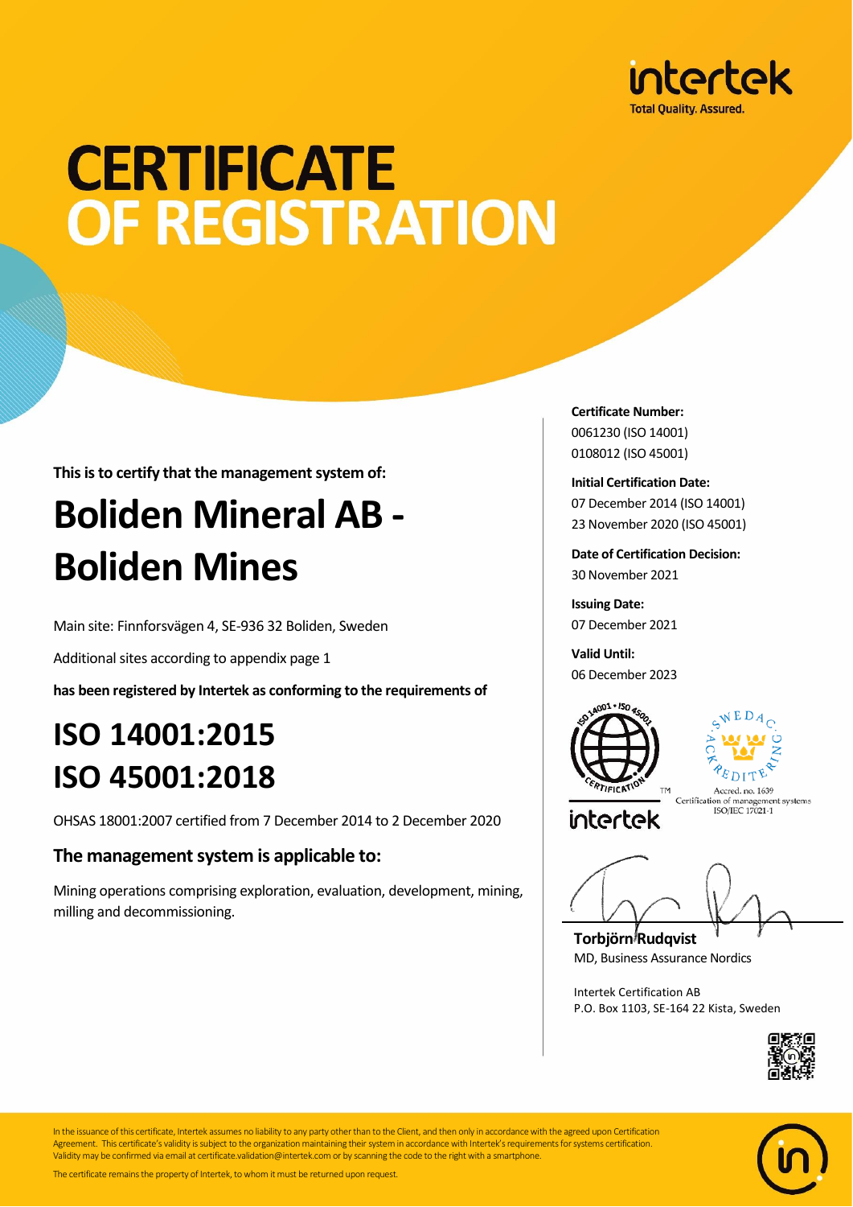# CERTIFICATE OF REGISTRATION

**This is to certify that the management system of:**

# Boliden Mineral AB - Boliden Mines

Main site: Finnforsvägen 4, SE-936 32 Boliden, Sweden

Additional sites according to appendix page 1

**has been registered by Intertek as conforming to the requirements of**

# ISO 14001:2015
# ISO 45001:2018

OHSAS 18001:2007 certified from 7 December 2014 to 2 December 2020

## The management system is applicable to:

Mining operations comprising exploration, evaluation, development, mining, milling and decommissioning.

**Certificate Number:**
0061230 (ISO 14001)
0108012 (ISO 45001)

**Initial Certification Date:**
07 December 2014 (ISO 14001)
23 November 2020 (ISO 45001)

**Date of Certification Decision:**
30 November 2021

**Issuing Date:**
07 December 2021

**Valid Until:**
06 December 2023

Accred. no. 1639
Certification of management systems
ISO/IEC 17021-1

**Torbjörn Rudqvist**
MD, Business Assurance Nordics

Intertek Certification AB
P.O. Box 1103, SE-164 22 Kista, Sweden

In the issuance of this certificate, Intertek assumes no liability to any party other than to the Client, and then only in accordance with the agreed upon Certification Agreement. This certificate's validity is subject to the organization maintaining their system in accordance with Intertek's requirements for systems certification. Validity may be confirmed via email at certificate.validation@intertek.com or by scanning the code to the right with a smartphone.

The certificate remains the property of Intertek, to whom it must be returned upon request.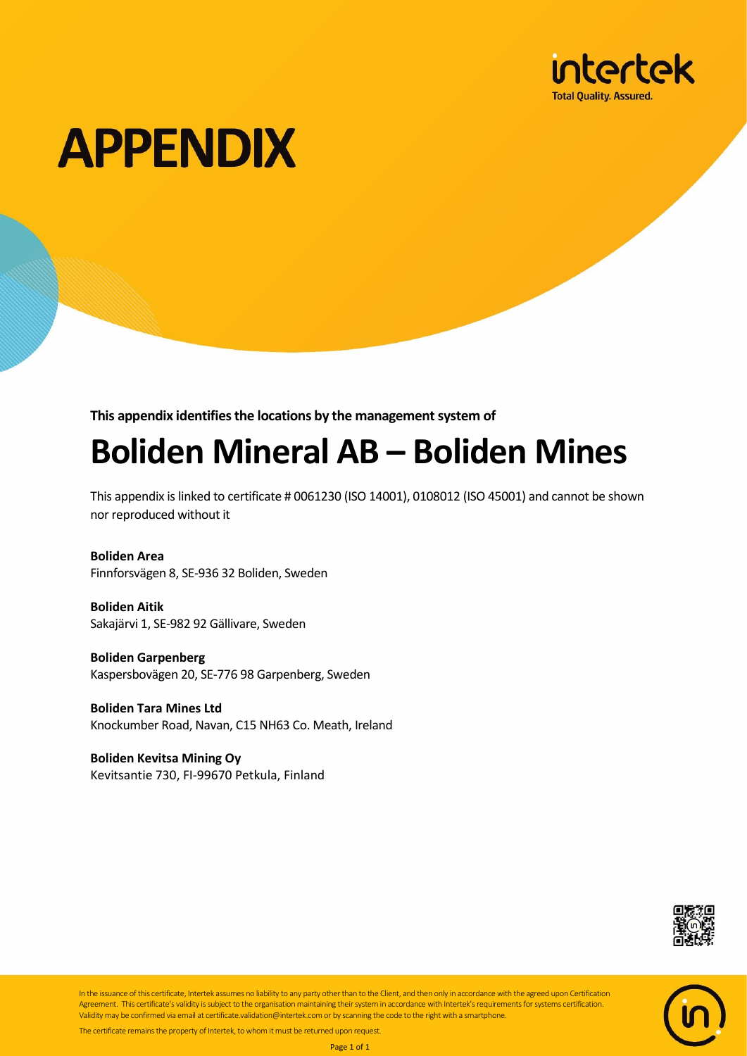intertek
Total Quality. Assured.

# APPENDIX

**This appendix identifies the locations by the management system of**

## Boliden Mineral AB – Boliden Mines

This appendix is linked to certificate # 0061230 (ISO 14001), 0108012 (ISO 45001) and cannot be shown nor reproduced without it

**Boliden Area**
Finnforsvägen 8, SE-936 32 Boliden, Sweden

**Boliden Aitik**
Sakajärvi 1, SE-982 92 Gällivare, Sweden

**Boliden Garpenberg**
Kaspersbovägen 20, SE-776 98 Garpenberg, Sweden

**Boliden Tara Mines Ltd**
Knockumber Road, Navan, C15 NH63 Co. Meath, Ireland

**Boliden Kevitsa Mining Oy**
Kevitsantie 730, FI-99670 Petkula, Finland

In the issuance of this certificate, Intertek assumes no liability to any party other than to the Client, and then only in accordance with the agreed upon Certification Agreement. This certificate's validity is subject to the organisation maintaining their system in accordance with Intertek's requirements for systems certification. Validity may be confirmed via email at certificate.validation@intertek.com or by scanning the code to the right with a smartphone.

The certificate remains the property of Intertek, to whom it must be returned upon request.